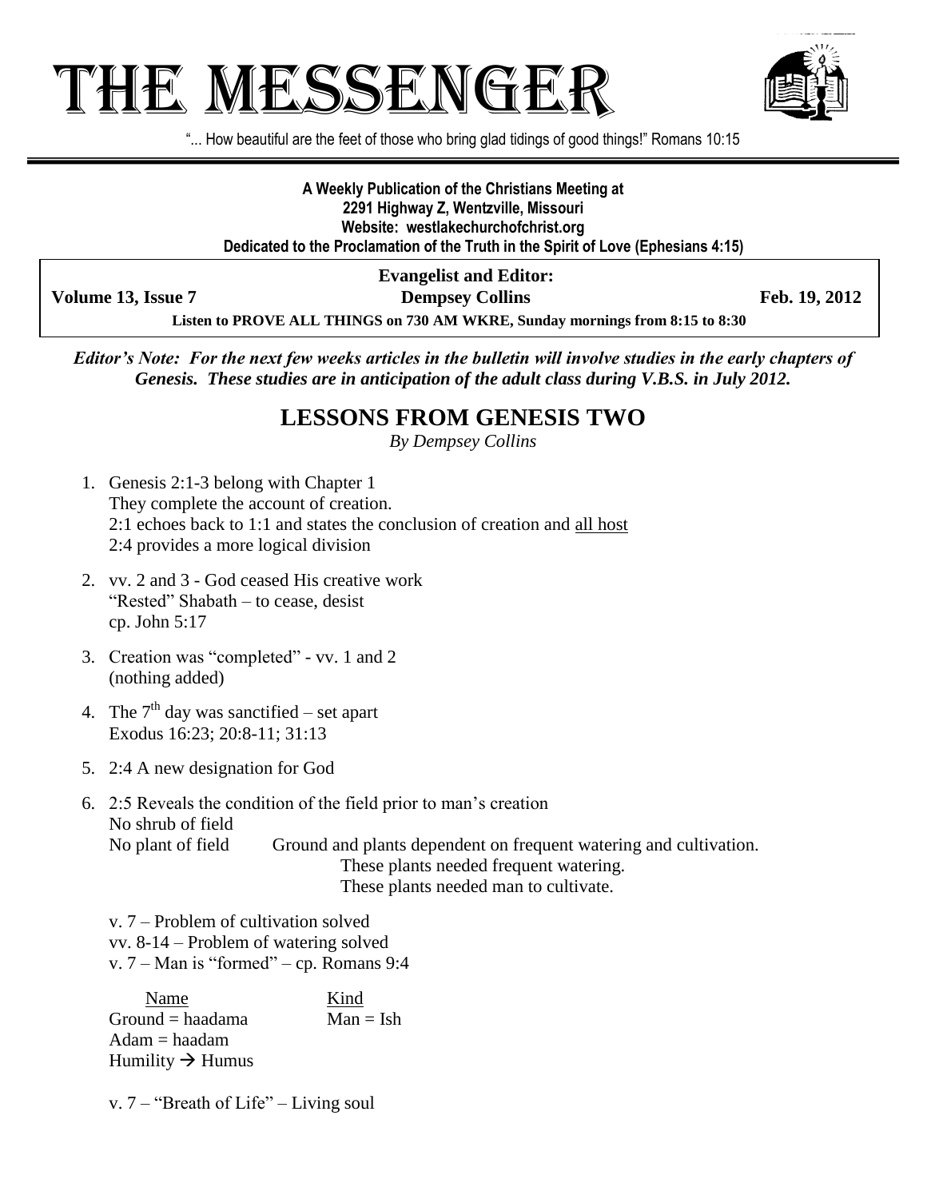# THE MESSENGER

"... How beautiful are the feet of those who bring glad tidings of good things!" Romans 10:15

**A Weekly Publication of the Christians Meeting at**
**2291 Highway Z, Wentzville, Missouri**
**Website: westlakechurchofchrist.org**
**Dedicated to the Proclamation of the Truth in the Spirit of Love (Ephesians 4:15)**

**Evangelist and Editor:**

**Volume 13, Issue 7** | **Dempsey Collins** | **Feb. 19, 2012**

**Listen to PROVE ALL THINGS on 730 AM WKRE, Sunday mornings from 8:15 to 8:30**

***Editor's Note: For the next few weeks articles in the bulletin will involve studies in the early chapters of Genesis. These studies are in anticipation of the adult class during V.B.S. in July 2012.***

## LESSONS FROM GENESIS TWO

*By Dempsey Collins*

1. Genesis 2:1-3 belong with Chapter 1
   They complete the account of creation.
   2:1 echoes back to 1:1 and states the conclusion of creation and <u>all host</u>
   2:4 provides a more logical division

2. vv. 2 and 3 - God ceased His creative work
   "Rested" Shabath – to cease, desist
   cp. John 5:17

3. Creation was "completed" - vv. 1 and 2
   (nothing added)

4. The 7th day was sanctified – set apart
   Exodus 16:23; 20:8-11; 31:13

5. 2:4 A new designation for God

6. 2:5 Reveals the condition of the field prior to man's creation
   No shrub of field
   No plant of field — Ground and plants dependent on frequent watering and cultivation.
   These plants needed frequent watering.
   These plants needed man to cultivate.

   v. 7 – Problem of cultivation solved
   vv. 8-14 – Problem of watering solved
   v. 7 – Man is "formed" – cp. Romans 9:4

   | <u>Name</u> | <u>Kind</u> |
   |---|---|
   | Ground = haadama | Man = Ish |
   | Adam = haadam | |
   | Humility → Humus | |

   v. 7 – "Breath of Life" – Living soul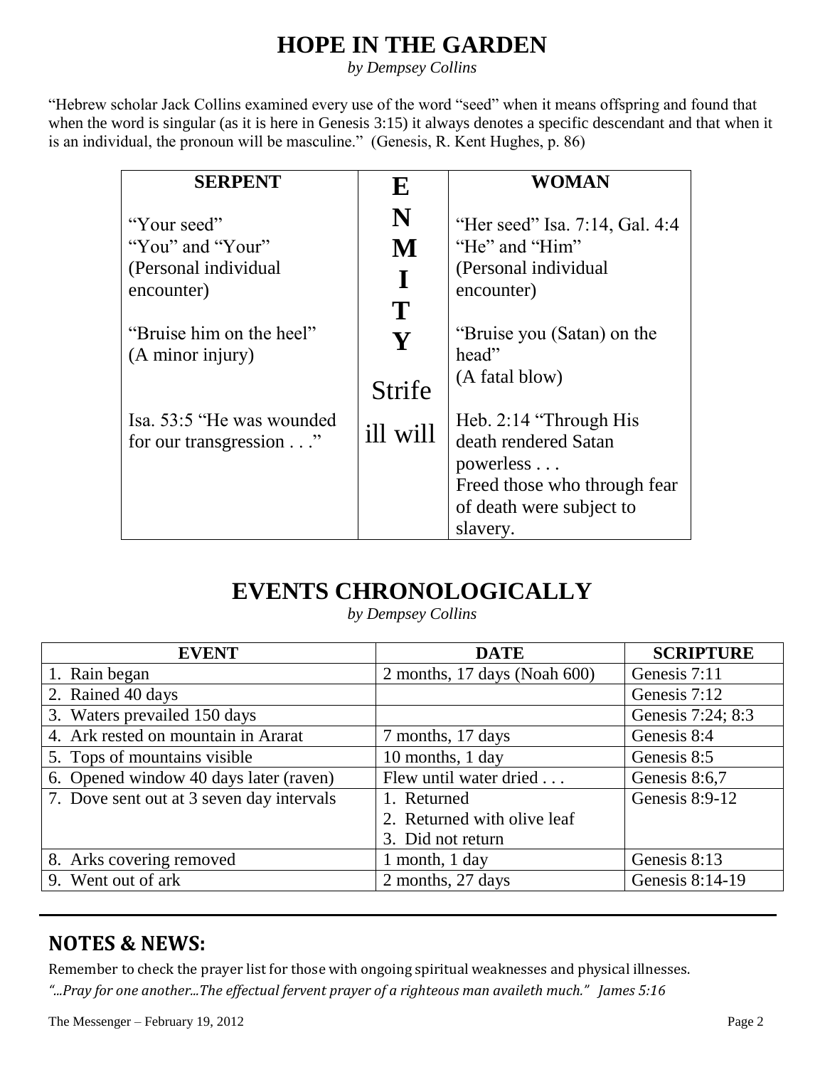# HOPE IN THE GARDEN

*by Dempsey Collins*

"Hebrew scholar Jack Collins examined every use of the word "seed" when it means offspring and found that when the word is singular (as it is here in Genesis 3:15) it always denotes a specific descendant and that when it is an individual, the pronoun will be masculine." (Genesis, R. Kent Hughes, p. 86)

| SERPENT | E | WOMAN |
|---|---|---|
| "Your seed"<br>"You" and "Your"<br>(Personal individual encounter) | N<br>M<br>I | "Her seed" Isa. 7:14, Gal. 4:4<br>"He" and "Him"<br>(Personal individual encounter) |
| "Bruise him on the heel"<br>(A minor injury) | T<br>Y<br>Strife | "Bruise you (Satan) on the head"<br>(A fatal blow) |
| Isa. 53:5 "He was wounded for our transgression . . ." | ill will | Heb. 2:14 "Through His death rendered Satan powerless . . .<br>Freed those who through fear of death were subject to slavery. |

# EVENTS CHRONOLOGICALLY

*by Dempsey Collins*

| EVENT | DATE | SCRIPTURE |
|---|---|---|
| 1. Rain began | 2 months, 17 days (Noah 600) | Genesis 7:11 |
| 2. Rained 40 days | | Genesis 7:12 |
| 3. Waters prevailed 150 days | | Genesis 7:24; 8:3 |
| 4. Ark rested on mountain in Ararat | 7 months, 17 days | Genesis 8:4 |
| 5. Tops of mountains visible | 10 months, 1 day | Genesis 8:5 |
| 6. Opened window 40 days later (raven) | Flew until water dried . . . | Genesis 8:6,7 |
| 7. Dove sent out at 3 seven day intervals | 1. Returned<br>2. Returned with olive leaf<br>3. Did not return | Genesis 8:9-12 |
| 8. Arks covering removed | 1 month, 1 day | Genesis 8:13 |
| 9. Went out of ark | 2 months, 27 days | Genesis 8:14-19 |

## NOTES & NEWS:

Remember to check the prayer list for those with ongoing spiritual weaknesses and physical illnesses.

*"...Pray for one another...The effectual fervent prayer of a righteous man availeth much." James 5:16*